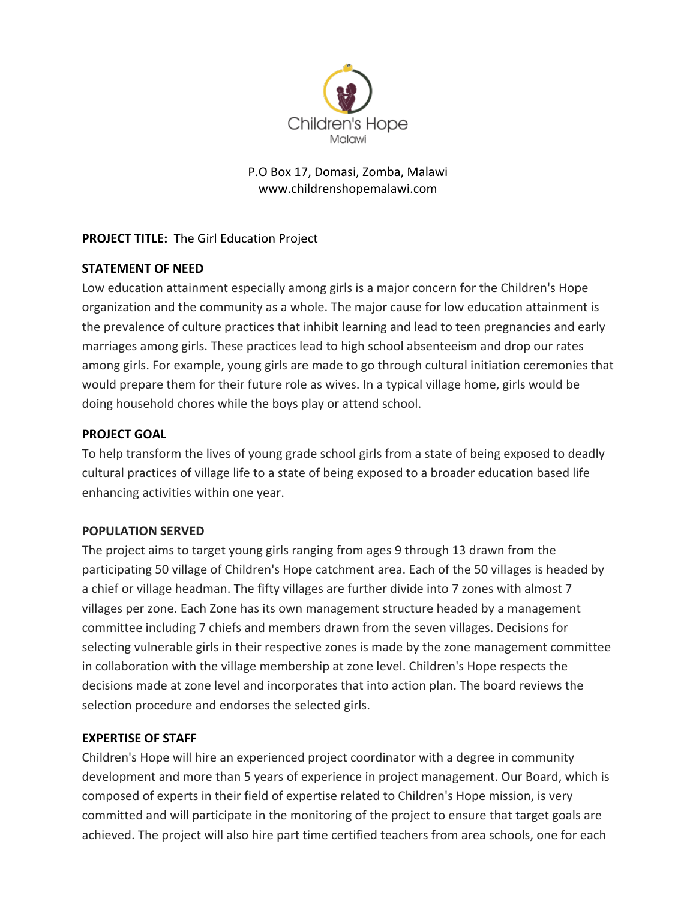Children's Hope
Malawi

P.O Box 17, Domasi, Zomba, Malawi
www.childrenshopemalawi.com

**PROJECT TITLE:** The Girl Education Project

**STATEMENT OF NEED**

Low education attainment especially among girls is a major concern for the Children's Hope organization and the community as a whole. The major cause for low education attainment is the prevalence of culture practices that inhibit learning and lead to teen pregnancies and early marriages among girls. These practices lead to high school absenteeism and drop our rates among girls. For example, young girls are made to go through cultural initiation ceremonies that would prepare them for their future role as wives. In a typical village home, girls would be doing household chores while the boys play or attend school.

**PROJECT GOAL**

To help transform the lives of young grade school girls from a state of being exposed to deadly cultural practices of village life to a state of being exposed to a broader education based life enhancing activities within one year.

**POPULATION SERVED**

The project aims to target young girls ranging from ages 9 through 13 drawn from the participating 50 village of Children's Hope catchment area. Each of the 50 villages is headed by a chief or village headman. The fifty villages are further divide into 7 zones with almost 7 villages per zone. Each Zone has its own management structure headed by a management committee including 7 chiefs and members drawn from the seven villages. Decisions for selecting vulnerable girls in their respective zones is made by the zone management committee in collaboration with the village membership at zone level. Children's Hope respects the decisions made at zone level and incorporates that into action plan. The board reviews the selection procedure and endorses the selected girls.

**EXPERTISE OF STAFF**

Children's Hope will hire an experienced project coordinator with a degree in community development and more than 5 years of experience in project management. Our Board, which is composed of experts in their field of expertise related to Children's Hope mission, is very committed and will participate in the monitoring of the project to ensure that target goals are achieved. The project will also hire part time certified teachers from area schools, one for each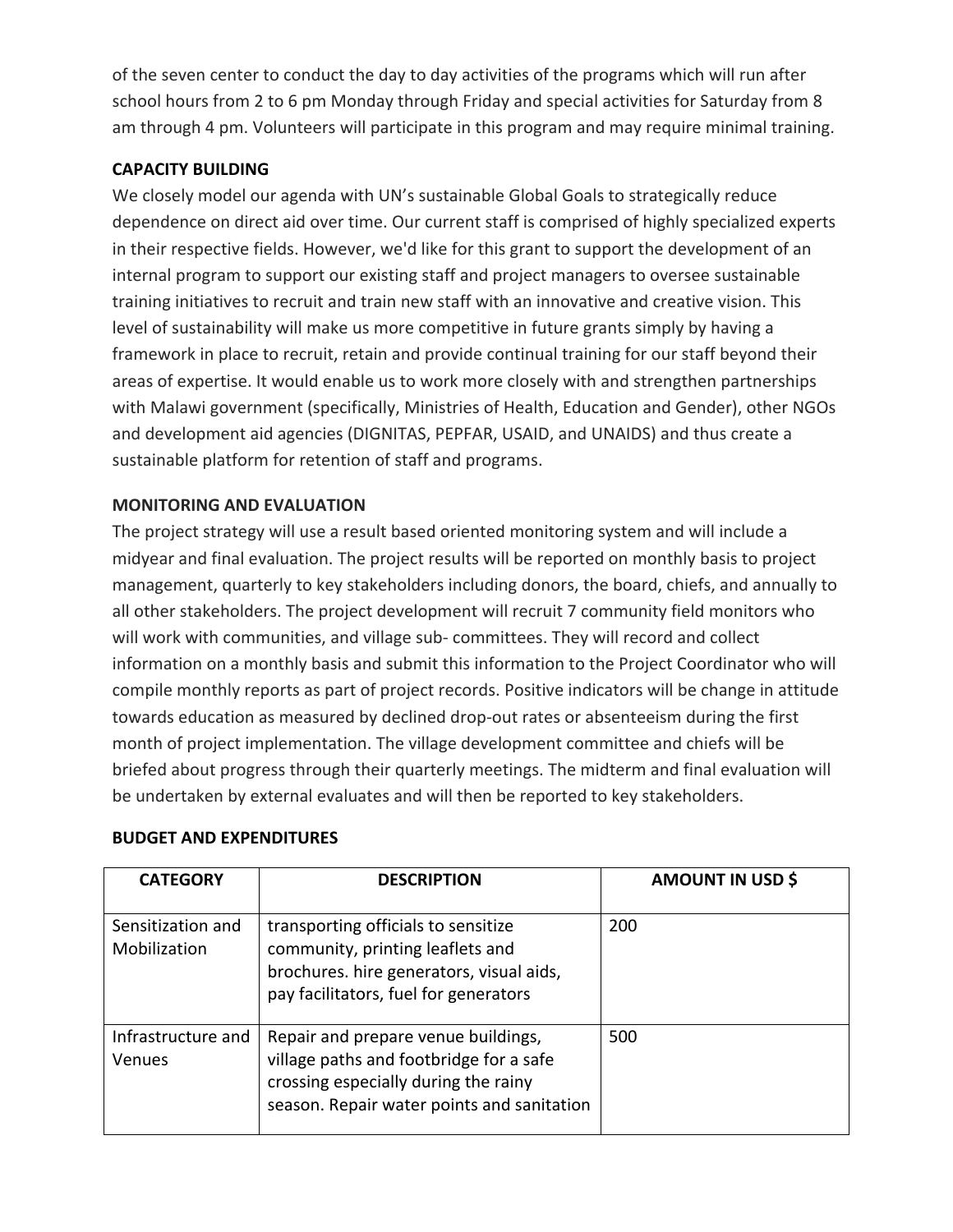of the seven center to conduct the day to day activities of the programs which will run after school hours from 2 to 6 pm Monday through Friday and special activities for Saturday from 8 am through 4 pm. Volunteers will participate in this program and may require minimal training.

**CAPACITY BUILDING**

We closely model our agenda with UN's sustainable Global Goals to strategically reduce dependence on direct aid over time. Our current staff is comprised of highly specialized experts in their respective fields. However, we'd like for this grant to support the development of an internal program to support our existing staff and project managers to oversee sustainable training initiatives to recruit and train new staff with an innovative and creative vision. This level of sustainability will make us more competitive in future grants simply by having a framework in place to recruit, retain and provide continual training for our staff beyond their areas of expertise. It would enable us to work more closely with and strengthen partnerships with Malawi government (specifically, Ministries of Health, Education and Gender), other NGOs and development aid agencies (DIGNITAS, PEPFAR, USAID, and UNAIDS) and thus create a sustainable platform for retention of staff and programs.

**MONITORING AND EVALUATION**

The project strategy will use a result based oriented monitoring system and will include a midyear and final evaluation. The project results will be reported on monthly basis to project management, quarterly to key stakeholders including donors, the board, chiefs, and annually to all other stakeholders. The project development will recruit 7 community field monitors who will work with communities, and village sub- committees. They will record and collect information on a monthly basis and submit this information to the Project Coordinator who will compile monthly reports as part of project records. Positive indicators will be change in attitude towards education as measured by declined drop-out rates or absenteeism during the first month of project implementation. The village development committee and chiefs will be briefed about progress through their quarterly meetings. The midterm and final evaluation will be undertaken by external evaluates and will then be reported to key stakeholders.

**BUDGET AND EXPENDITURES**

| CATEGORY | DESCRIPTION | AMOUNT IN USD $ |
|---|---|---|
| Sensitization and Mobilization | transporting officials to sensitize community, printing leaflets and brochures. hire generators, visual aids, pay facilitators, fuel for generators | 200 |
| Infrastructure and Venues | Repair and prepare venue buildings, village paths and footbridge for a safe crossing especially during the rainy season. Repair water points and sanitation | 500 |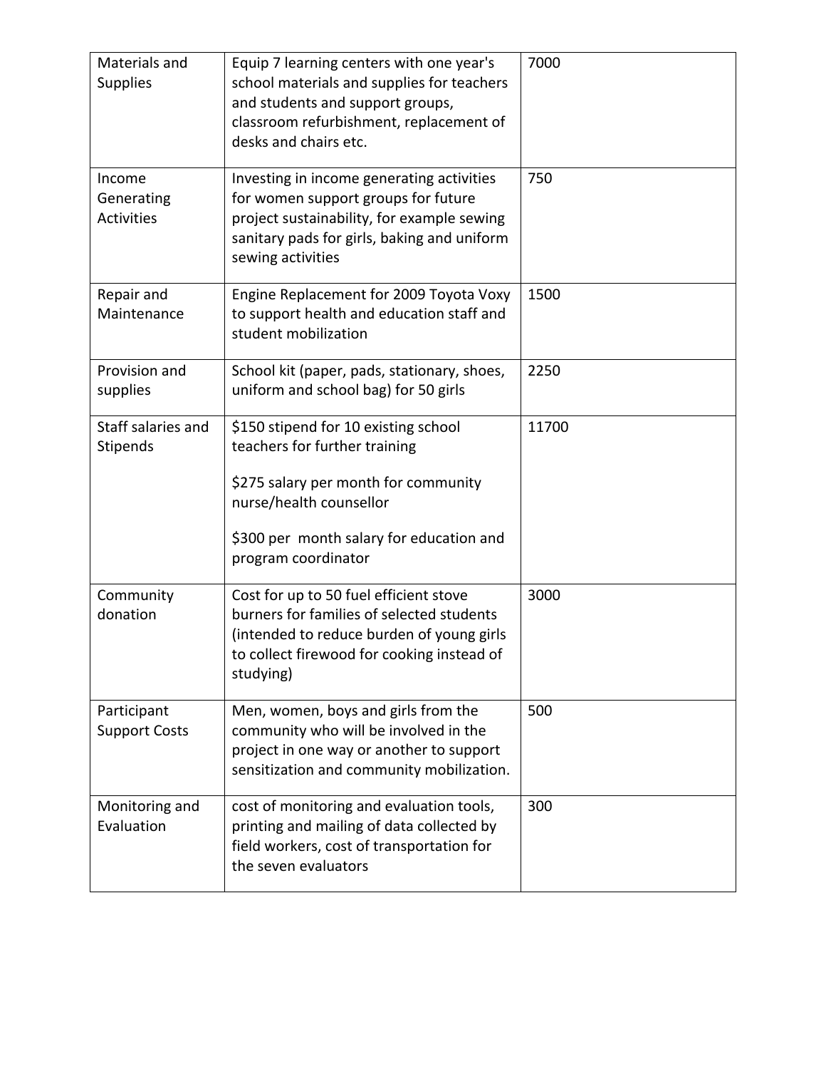| | | |
|---|---|---|
| Materials and Supplies | Equip 7 learning centers with one year's school materials and supplies for teachers and students and support groups, classroom refurbishment, replacement of desks and chairs etc. | 7000 |
| Income Generating Activities | Investing in income generating activities for women support groups for future project sustainability, for example sewing sanitary pads for girls, baking and uniform sewing activities | 750 |
| Repair and Maintenance | Engine Replacement for 2009 Toyota Voxy to support health and education staff and student mobilization | 1500 |
| Provision and supplies | School kit (paper, pads, stationary, shoes, uniform and school bag) for 50 girls | 2250 |
| Staff salaries and Stipends | \$150 stipend for 10 existing school teachers for further training<br><br>\$275 salary per month for community nurse/health counsellor<br><br>\$300 per month salary for education and program coordinator | 11700 |
| Community donation | Cost for up to 50 fuel efficient stove burners for families of selected students (intended to reduce burden of young girls to collect firewood for cooking instead of studying) | 3000 |
| Participant Support Costs | Men, women, boys and girls from the community who will be involved in the project in one way or another to support sensitization and community mobilization. | 500 |
| Monitoring and Evaluation | cost of monitoring and evaluation tools, printing and mailing of data collected by field workers, cost of transportation for the seven evaluators | 300 |